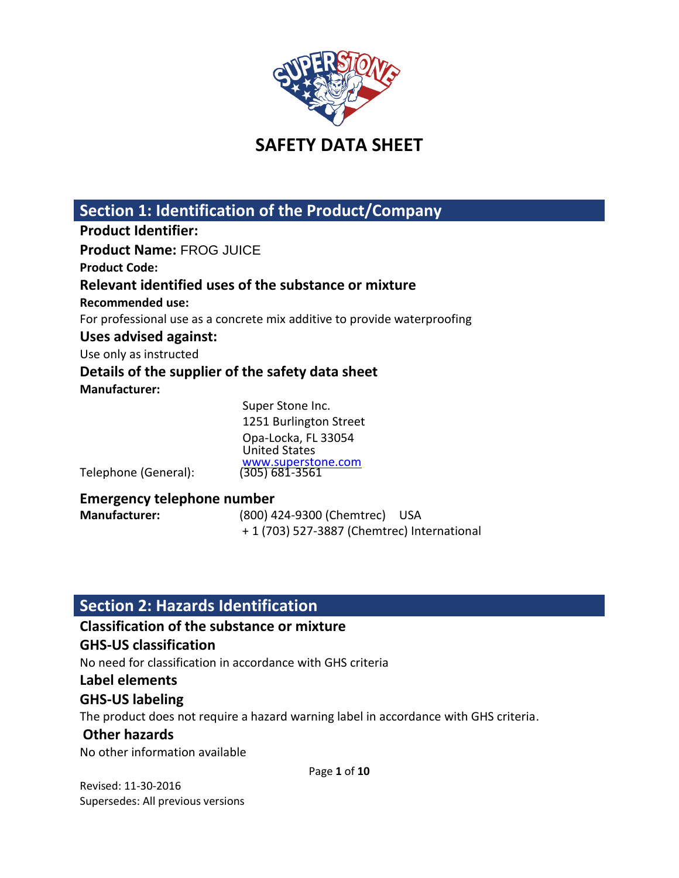# SAFETY DATA SHEET

## Section 1: Identification of the Product/Company

**Product Identifier:**

**Product Name:** FROG JUICE

**Product Code:**

### Relevant identified uses of the substance or mixture

**Recommended use:**

For professional use as a concrete mix additive to provide waterproofing

### Uses advised against:

Use only as instructed

### Details of the supplier of the safety data sheet

**Manufacturer:**

Super Stone Inc.
1251 Burlington Street
Opa-Locka, FL 33054
United States
www.superstone.com

Telephone (General): (305) 681-3561

### Emergency telephone number

**Manufacturer:** (800) 424-9300 (Chemtrec) USA
+ 1 (703) 527-3887 (Chemtrec) International

## Section 2: Hazards Identification

### Classification of the substance or mixture

### GHS-US classification

No need for classification in accordance with GHS criteria

### Label elements

### GHS-US labeling

The product does not require a hazard warning label in accordance with GHS criteria.

### Other hazards

No other information available

Revised: 11-30-2016
Supersedes: All previous versions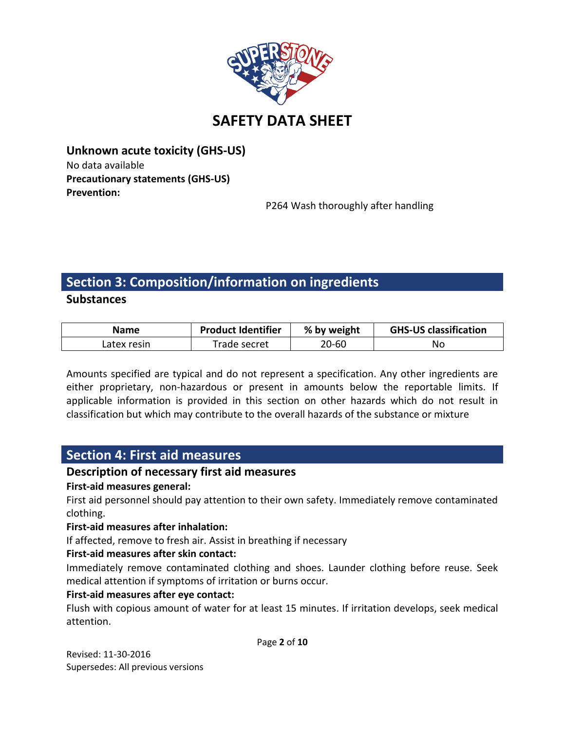**Unknown acute toxicity (GHS-US)**

No data available

**Precautionary statements (GHS-US)**

**Prevention:**

P264 Wash thoroughly after handling

## Section 3: Composition/information on ingredients

### Substances

| Name | Product Identifier | % by weight | GHS-US classification |
|---|---|---|---|
| Latex resin | Trade secret | 20-60 | No |

Amounts specified are typical and do not represent a specification. Any other ingredients are either proprietary, non-hazardous or present in amounts below the reportable limits. If applicable information is provided in this section on other hazards which do not result in classification but which may contribute to the overall hazards of the substance or mixture

## Section 4: First aid measures

### Description of necessary first aid measures

**First-aid measures general:**

First aid personnel should pay attention to their own safety. Immediately remove contaminated clothing.

**First-aid measures after inhalation:**

If affected, remove to fresh air. Assist in breathing if necessary

**First-aid measures after skin contact:**

Immediately remove contaminated clothing and shoes. Launder clothing before reuse. Seek medical attention if symptoms of irritation or burns occur.

**First-aid measures after eye contact:**

Flush with copious amount of water for at least 15 minutes. If irritation develops, seek medical attention.

Revised: 11-30-2016

Supersedes: All previous versions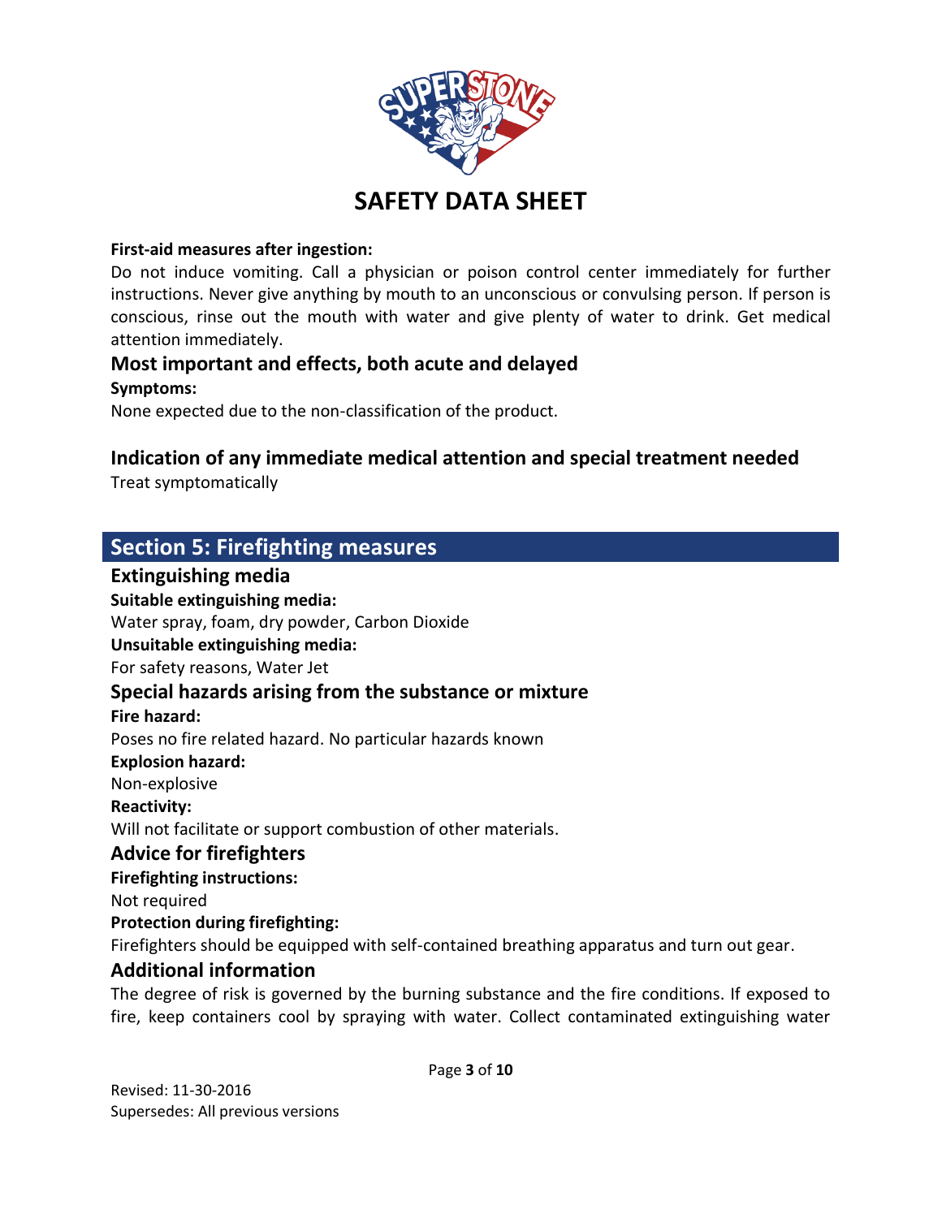**First-aid measures after ingestion:**

Do not induce vomiting. Call a physician or poison control center immediately for further instructions. Never give anything by mouth to an unconscious or convulsing person. If person is conscious, rinse out the mouth with water and give plenty of water to drink. Get medical attention immediately.

### Most important and effects, both acute and delayed

**Symptoms:**

None expected due to the non-classification of the product.

### Indication of any immediate medical attention and special treatment needed

Treat symptomatically

## Section 5: Firefighting measures

### Extinguishing media

**Suitable extinguishing media:**

Water spray, foam, dry powder, Carbon Dioxide

**Unsuitable extinguishing media:**

For safety reasons, Water Jet

### Special hazards arising from the substance or mixture

**Fire hazard:**

Poses no fire related hazard. No particular hazards known

**Explosion hazard:**

Non-explosive

**Reactivity:**

Will not facilitate or support combustion of other materials.

### Advice for firefighters

**Firefighting instructions:**

Not required

**Protection during firefighting:**

Firefighters should be equipped with self-contained breathing apparatus and turn out gear.

### Additional information

The degree of risk is governed by the burning substance and the fire conditions. If exposed to fire, keep containers cool by spraying with water. Collect contaminated extinguishing water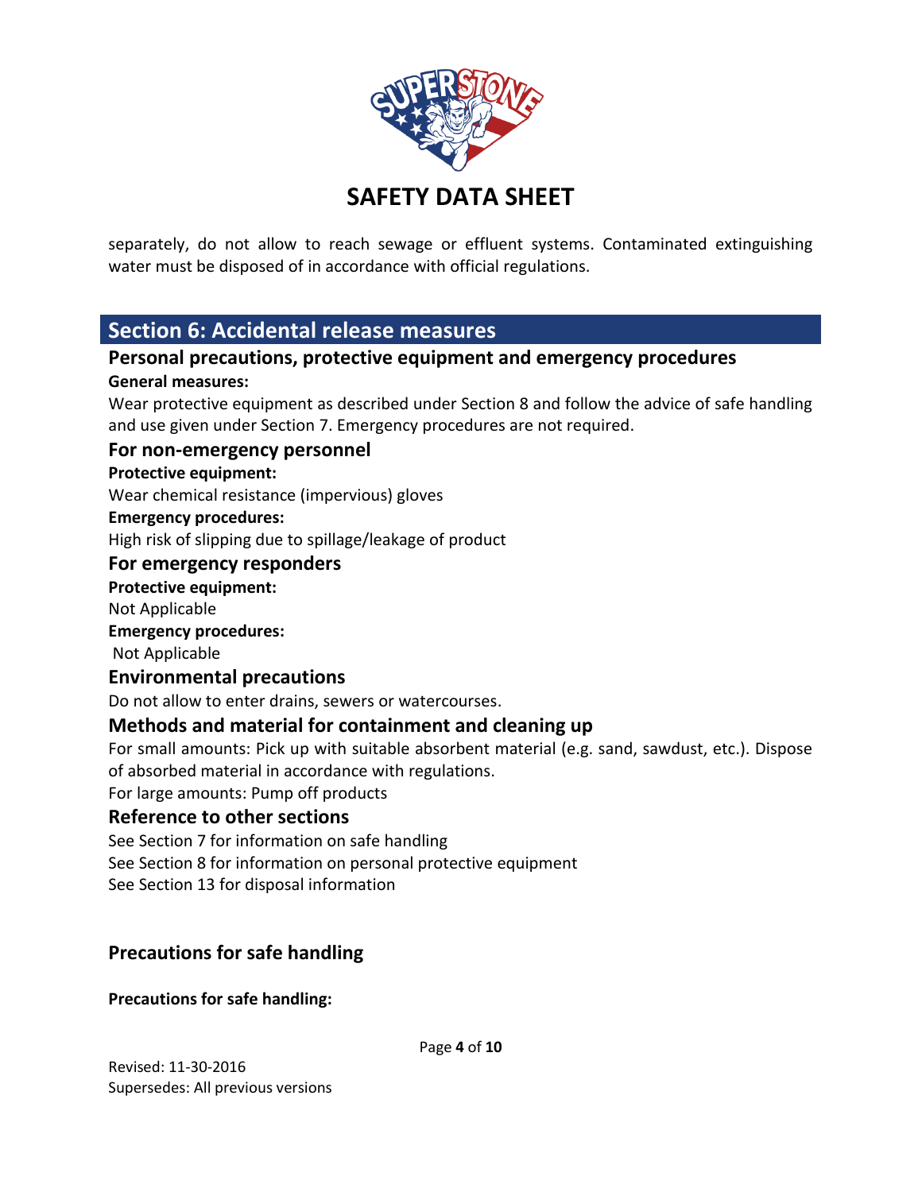separately, do not allow to reach sewage or effluent systems. Contaminated extinguishing water must be disposed of in accordance with official regulations.

## Section 6: Accidental release measures

### Personal precautions, protective equipment and emergency procedures

**General measures:**

Wear protective equipment as described under Section 8 and follow the advice of safe handling and use given under Section 7. Emergency procedures are not required.

### For non-emergency personnel

**Protective equipment:**

Wear chemical resistance (impervious) gloves

**Emergency procedures:**

High risk of slipping due to spillage/leakage of product

### For emergency responders

**Protective equipment:**

Not Applicable

**Emergency procedures:**

Not Applicable

### Environmental precautions

Do not allow to enter drains, sewers or watercourses.

### Methods and material for containment and cleaning up

For small amounts: Pick up with suitable absorbent material (e.g. sand, sawdust, etc.). Dispose of absorbed material in accordance with regulations.

For large amounts: Pump off products

### Reference to other sections

See Section 7 for information on safe handling

See Section 8 for information on personal protective equipment

See Section 13 for disposal information

### Precautions for safe handling

**Precautions for safe handling:**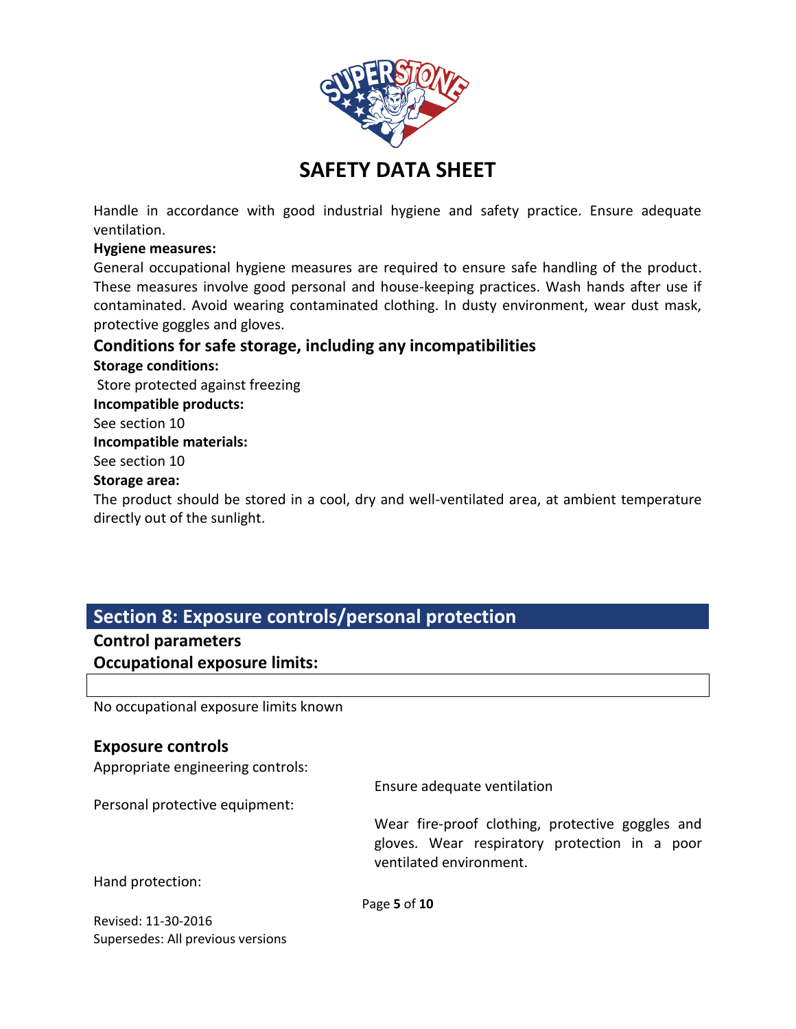Handle in accordance with good industrial hygiene and safety practice. Ensure adequate ventilation.

**Hygiene measures:**

General occupational hygiene measures are required to ensure safe handling of the product. These measures involve good personal and house-keeping practices. Wash hands after use if contaminated. Avoid wearing contaminated clothing. In dusty environment, wear dust mask, protective goggles and gloves.

### Conditions for safe storage, including any incompatibilities

**Storage conditions:**

Store protected against freezing

**Incompatible products:**

See section 10

**Incompatible materials:**

See section 10

**Storage area:**

The product should be stored in a cool, dry and well-ventilated area, at ambient temperature directly out of the sunlight.

## Section 8: Exposure controls/personal protection

### Control parameters

### Occupational exposure limits:

No occupational exposure limits known

### Exposure controls

Appropriate engineering controls:

Ensure adequate ventilation

Personal protective equipment:

Wear fire-proof clothing, protective goggles and gloves. Wear respiratory protection in a poor ventilated environment.

Hand protection:

Revised: 11-30-2016
Supersedes: All previous versions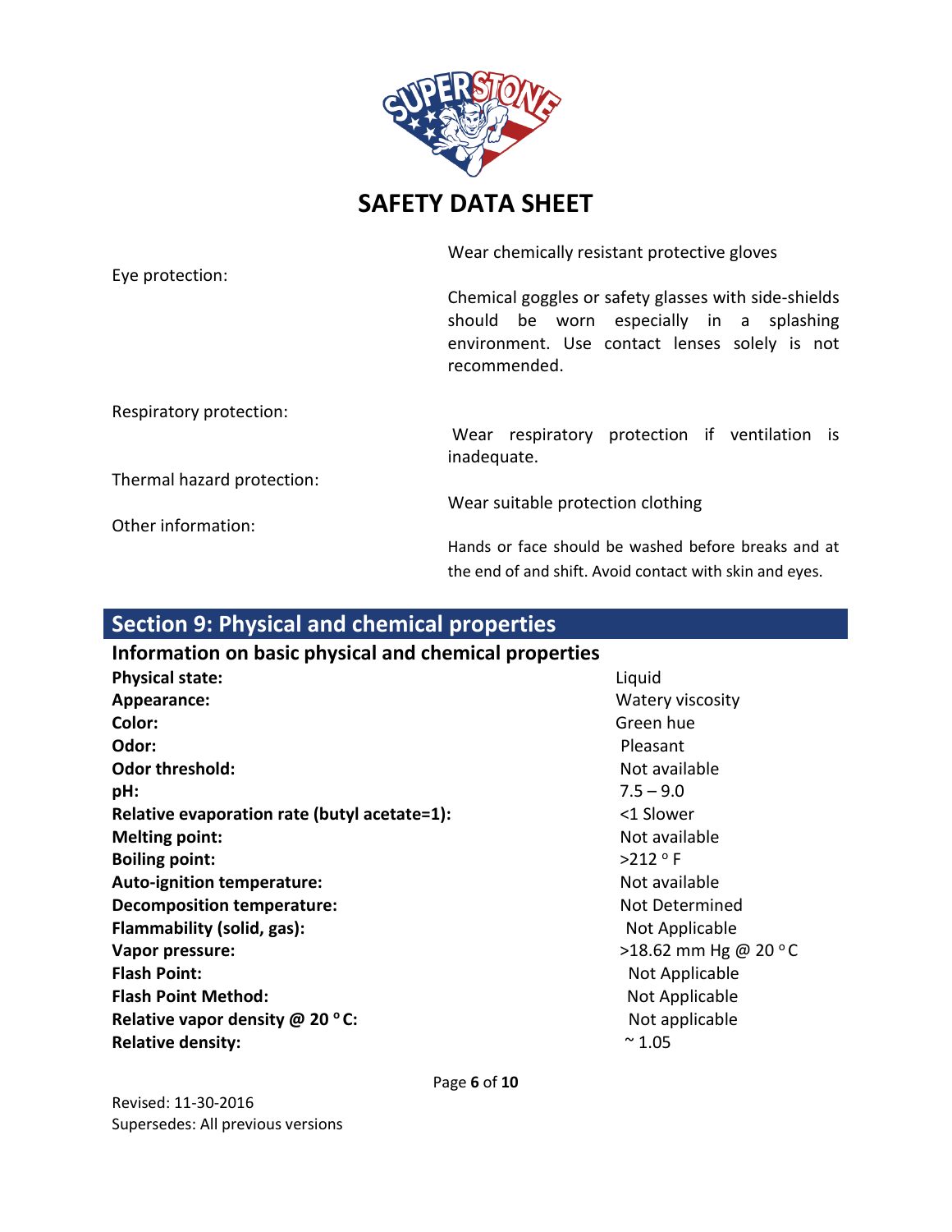# SAFETY DATA SHEET

| | |
|---|---|
| | Wear chemically resistant protective gloves |
| Eye protection: | Chemical goggles or safety glasses with side-shields should be worn especially in a splashing environment. Use contact lenses solely is not recommended. |
| Respiratory protection: | Wear respiratory protection if ventilation is inadequate. |
| Thermal hazard protection: | Wear suitable protection clothing |
| Other information: | Hands or face should be washed before breaks and at the end of and shift. Avoid contact with skin and eyes. |

## Section 9: Physical and chemical properties

### Information on basic physical and chemical properties

| | |
|---|---|
| **Physical state:** | Liquid |
| **Appearance:** | Watery viscosity |
| **Color:** | Green hue |
| **Odor:** | Pleasant |
| **Odor threshold:** | Not available |
| **pH:** | 7.5 – 9.0 |
| **Relative evaporation rate (butyl acetate=1):** | <1 Slower |
| **Melting point:** | Not available |
| **Boiling point:** | >212 °F |
| **Auto-ignition temperature:** | Not available |
| **Decomposition temperature:** | Not Determined |
| **Flammability (solid, gas):** | Not Applicable |
| **Vapor pressure:** | >18.62 mm Hg @ 20 °C |
| **Flash Point:** | Not Applicable |
| **Flash Point Method:** | Not Applicable |
| **Relative vapor density @ 20 °C:** | Not applicable |
| **Relative density:** | ~ 1.05 |

Revised: 11-30-2016
Supersedes: All previous versions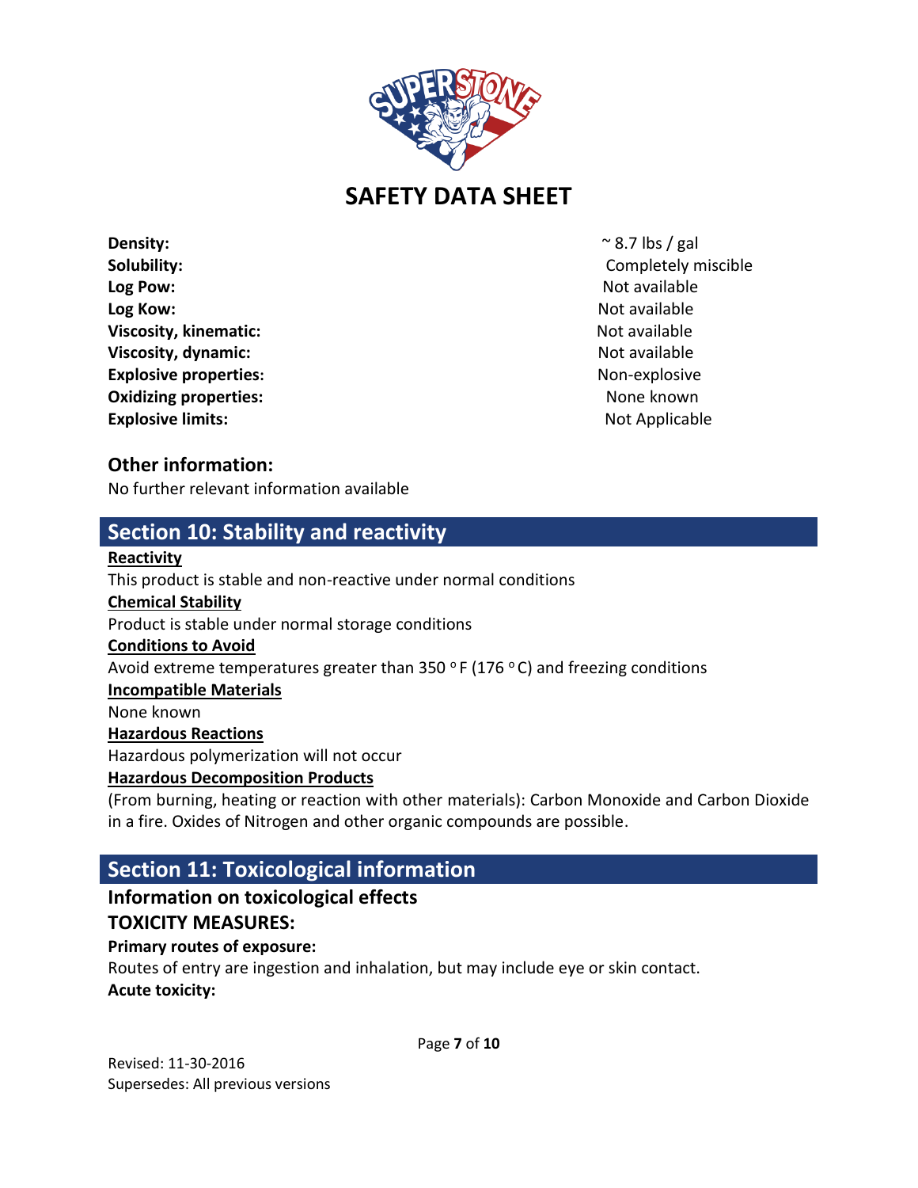# SAFETY DATA SHEET

| | |
|---|---|
| **Density:** | ~ 8.7 lbs / gal |
| **Solubility:** | Completely miscible |
| **Log Pow:** | Not available |
| **Log Kow:** | Not available |
| **Viscosity, kinematic:** | Not available |
| **Viscosity, dynamic:** | Not available |
| **Explosive properties:** | Non-explosive |
| **Oxidizing properties:** | None known |
| **Explosive limits:** | Not Applicable |

### Other information:

No further relevant information available

## Section 10: Stability and reactivity

**Reactivity**

This product is stable and non-reactive under normal conditions

**Chemical Stability**

Product is stable under normal storage conditions

**Conditions to Avoid**

Avoid extreme temperatures greater than 350 °F (176 °C) and freezing conditions

**Incompatible Materials**

None known

**Hazardous Reactions**

Hazardous polymerization will not occur

**Hazardous Decomposition Products**

(From burning, heating or reaction with other materials): Carbon Monoxide and Carbon Dioxide in a fire. Oxides of Nitrogen and other organic compounds are possible.

## Section 11: Toxicological information

### Information on toxicological effects

### TOXICITY MEASURES:

**Primary routes of exposure:**

Routes of entry are ingestion and inhalation, but may include eye or skin contact.

**Acute toxicity:**

Revised: 11-30-2016

Supersedes: All previous versions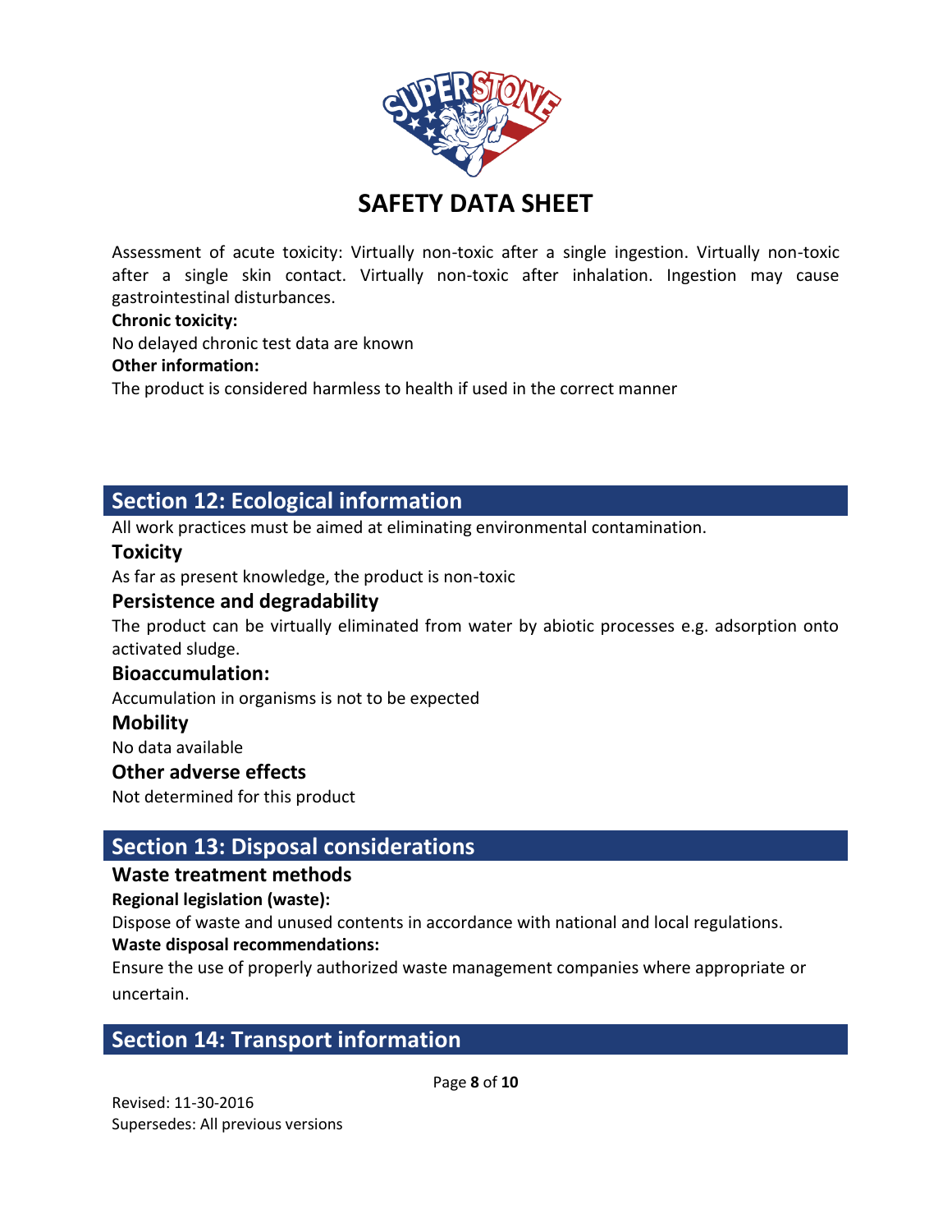Assessment of acute toxicity: Virtually non-toxic after a single ingestion. Virtually non-toxic after a single skin contact. Virtually non-toxic after inhalation. Ingestion may cause gastrointestinal disturbances.

**Chronic toxicity:**

No delayed chronic test data are known

**Other information:**

The product is considered harmless to health if used in the correct manner

## Section 12: Ecological information

All work practices must be aimed at eliminating environmental contamination.

### Toxicity

As far as present knowledge, the product is non-toxic

### Persistence and degradability

The product can be virtually eliminated from water by abiotic processes e.g. adsorption onto activated sludge.

### Bioaccumulation:

Accumulation in organisms is not to be expected

### Mobility

No data available

### Other adverse effects

Not determined for this product

## Section 13: Disposal considerations

### Waste treatment methods

**Regional legislation (waste):**

Dispose of waste and unused contents in accordance with national and local regulations.

**Waste disposal recommendations:**

Ensure the use of properly authorized waste management companies where appropriate or uncertain.

## Section 14: Transport information

Revised: 11-30-2016
Supersedes: All previous versions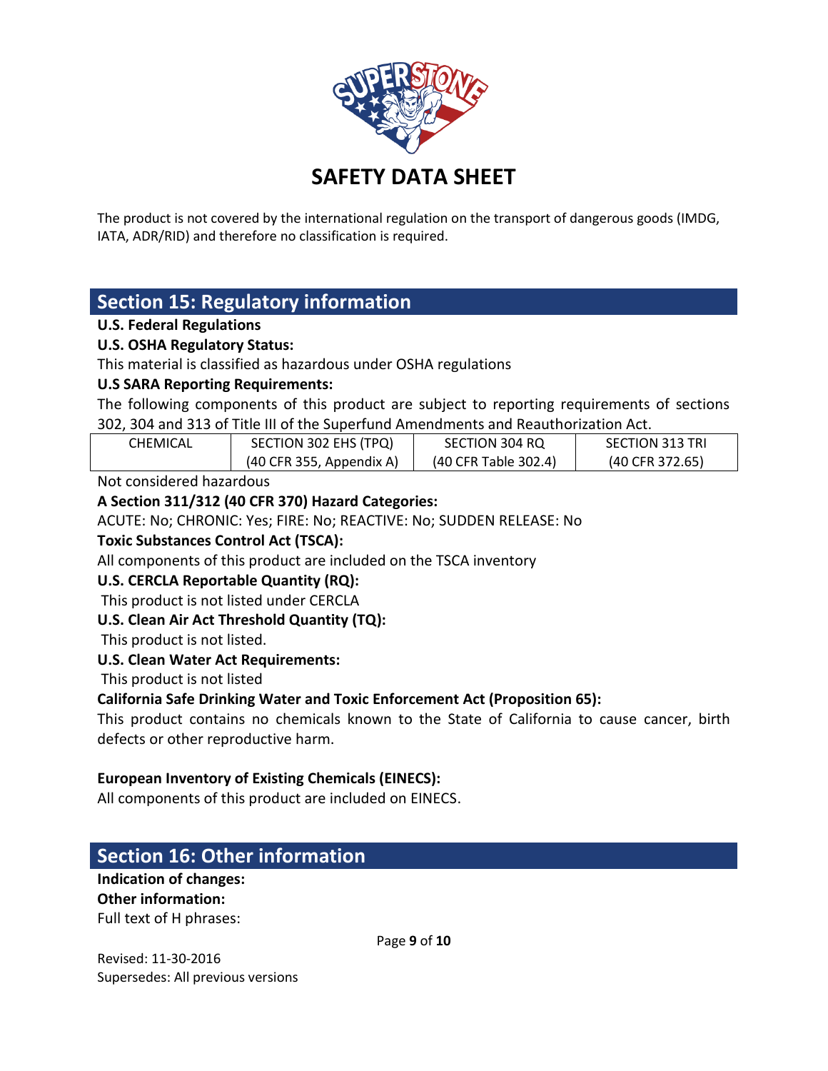# SAFETY DATA SHEET

The product is not covered by the international regulation on the transport of dangerous goods (IMDG, IATA, ADR/RID) and therefore no classification is required.

## Section 15: Regulatory information

**U.S. Federal Regulations**

**U.S. OSHA Regulatory Status:**

This material is classified as hazardous under OSHA regulations

**U.S SARA Reporting Requirements:**

The following components of this product are subject to reporting requirements of sections 302, 304 and 313 of Title III of the Superfund Amendments and Reauthorization Act.

| CHEMICAL | SECTION 302 EHS (TPQ) (40 CFR 355, Appendix A) | SECTION 304 RQ (40 CFR Table 302.4) | SECTION 313 TRI (40 CFR 372.65) |
|---|---|---|---|

Not considered hazardous

**A Section 311/312 (40 CFR 370) Hazard Categories:**

ACUTE: No; CHRONIC: Yes; FIRE: No; REACTIVE: No; SUDDEN RELEASE: No

**Toxic Substances Control Act (TSCA):**

All components of this product are included on the TSCA inventory

**U.S. CERCLA Reportable Quantity (RQ):**

This product is not listed under CERCLA

**U.S. Clean Air Act Threshold Quantity (TQ):**

This product is not listed.

**U.S. Clean Water Act Requirements:**

This product is not listed

**California Safe Drinking Water and Toxic Enforcement Act (Proposition 65):**

This product contains no chemicals known to the State of California to cause cancer, birth defects or other reproductive harm.

**European Inventory of Existing Chemicals (EINECS):**

All components of this product are included on EINECS.

## Section 16: Other information

**Indication of changes:**

**Other information:**

Full text of H phrases:

Revised: 11-30-2016

Supersedes: All previous versions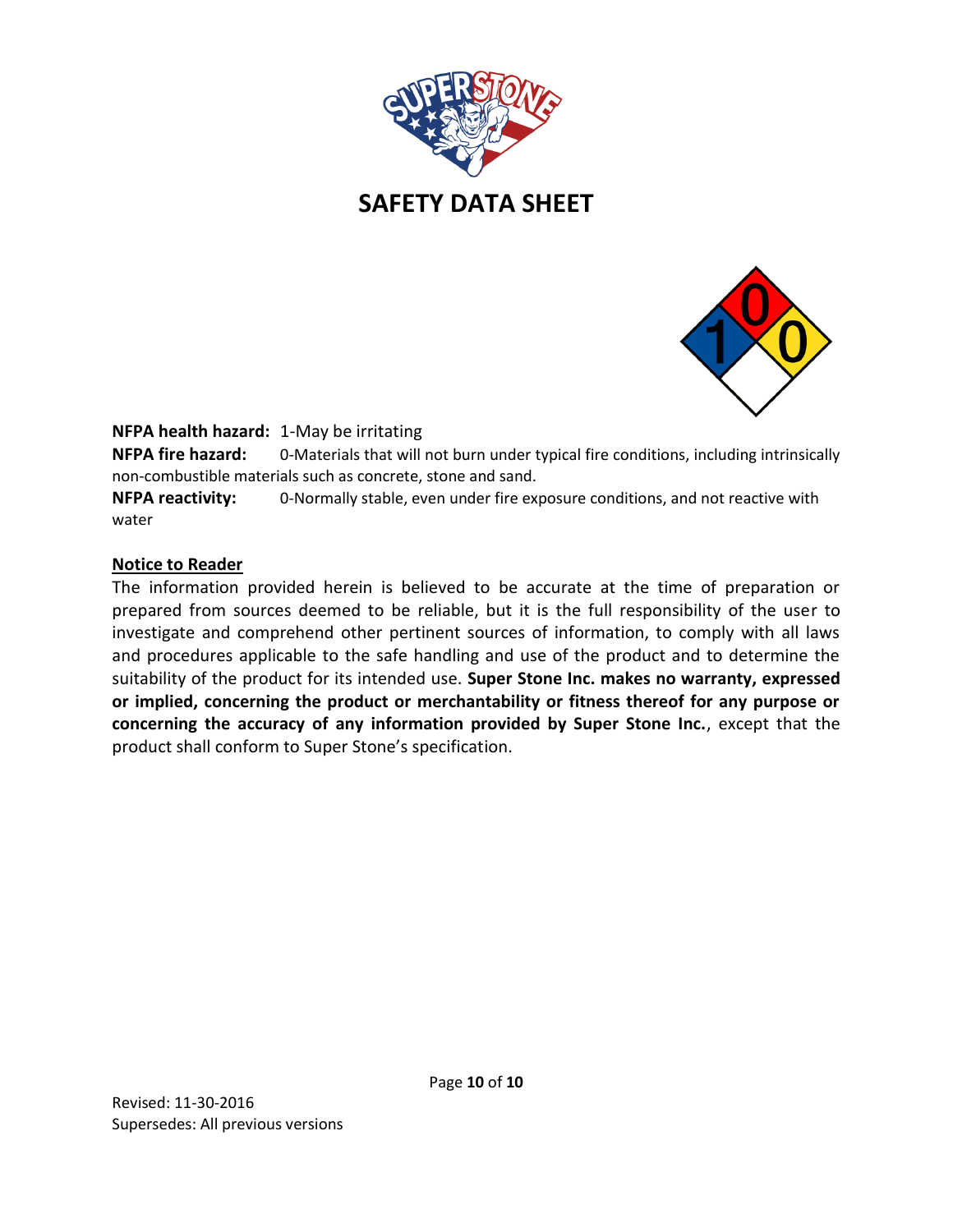# SAFETY DATA SHEET

**NFPA health hazard:** 1-May be irritating
**NFPA fire hazard:** 0-Materials that will not burn under typical fire conditions, including intrinsically non-combustible materials such as concrete, stone and sand.
**NFPA reactivity:** 0-Normally stable, even under fire exposure conditions, and not reactive with water

**Notice to Reader**

The information provided herein is believed to be accurate at the time of preparation or prepared from sources deemed to be reliable, but it is the full responsibility of the user to investigate and comprehend other pertinent sources of information, to comply with all laws and procedures applicable to the safe handling and use of the product and to determine the suitability of the product for its intended use. **Super Stone Inc. makes no warranty, expressed or implied, concerning the product or merchantability or fitness thereof for any purpose or concerning the accuracy of any information provided by Super Stone Inc.**, except that the product shall conform to Super Stone's specification.

Revised: 11-30-2016
Supersedes: All previous versions